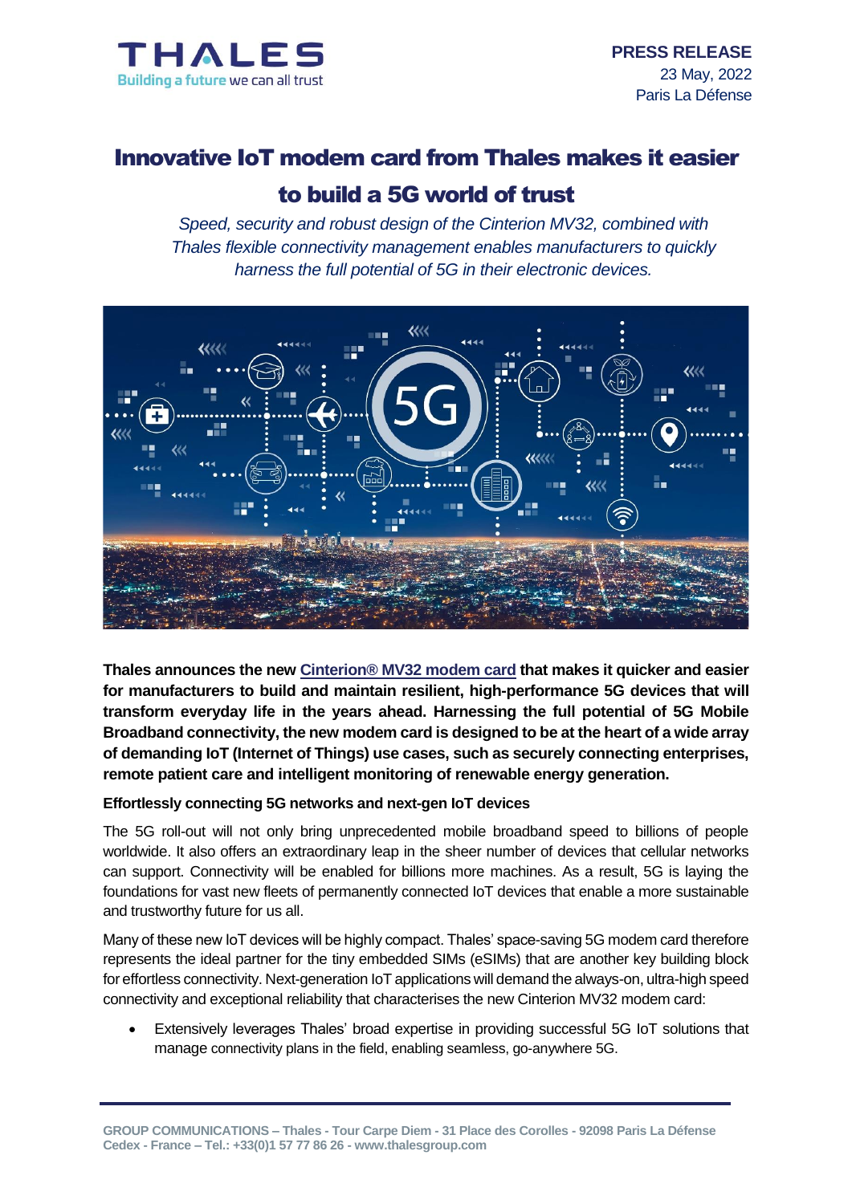**PRESS RELEASE**
23 May, 2022
Paris La Défense

# Innovative IoT modem card from Thales makes it easier to build a 5G world of trust

*Speed, security and robust design of the Cinterion MV32, combined with Thales flexible connectivity management enables manufacturers to quickly harness the full potential of 5G in their electronic devices.*

**Thales announces the new [Cinterion® MV32 modem card] that makes it quicker and easier for manufacturers to build and maintain resilient, high-performance 5G devices that will transform everyday life in the years ahead. Harnessing the full potential of 5G Mobile Broadband connectivity, the new modem card is designed to be at the heart of a wide array of demanding IoT (Internet of Things) use cases, such as securely connecting enterprises, remote patient care and intelligent monitoring of renewable energy generation.**

### Effortlessly connecting 5G networks and next-gen IoT devices

The 5G roll-out will not only bring unprecedented mobile broadband speed to billions of people worldwide. It also offers an extraordinary leap in the sheer number of devices that cellular networks can support. Connectivity will be enabled for billions more machines. As a result, 5G is laying the foundations for vast new fleets of permanently connected IoT devices that enable a more sustainable and trustworthy future for us all.

Many of these new IoT devices will be highly compact. Thales' space-saving 5G modem card therefore represents the ideal partner for the tiny embedded SIMs (eSIMs) that are another key building block for effortless connectivity. Next-generation IoT applications will demand the always-on, ultra-high speed connectivity and exceptional reliability that characterises the new Cinterion MV32 modem card:

- Extensively leverages Thales' broad expertise in providing successful 5G IoT solutions that manage connectivity plans in the field, enabling seamless, go-anywhere 5G.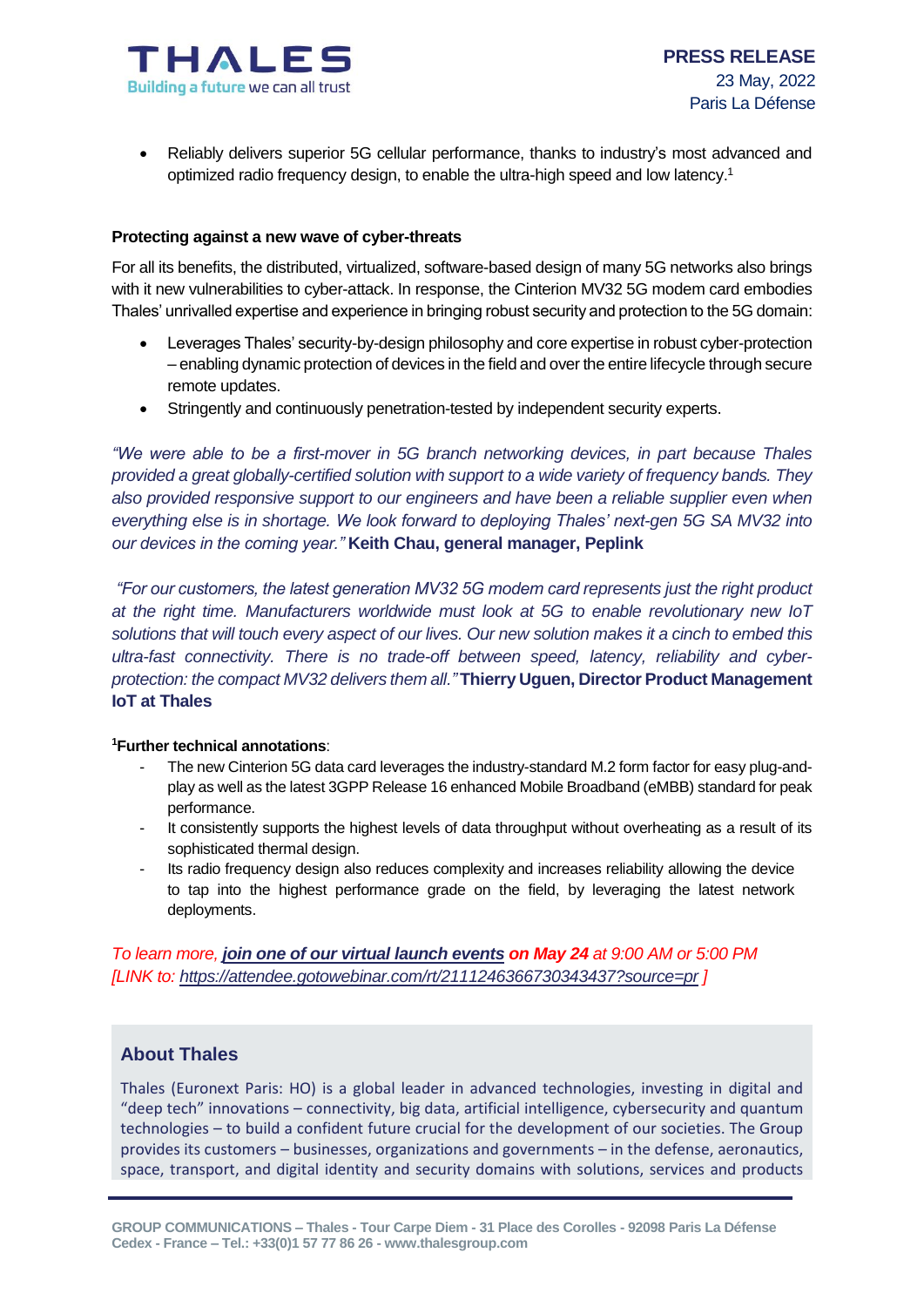- Reliably delivers superior 5G cellular performance, thanks to industry's most advanced and optimized radio frequency design, to enable the ultra-high speed and low latency.[1]

**Protecting against a new wave of cyber-threats**

For all its benefits, the distributed, virtualized, software-based design of many 5G networks also brings with it new vulnerabilities to cyber-attack. In response, the Cinterion MV32 5G modem card embodies Thales' unrivalled expertise and experience in bringing robust security and protection to the 5G domain:

- Leverages Thales' security-by-design philosophy and core expertise in robust cyber-protection – enabling dynamic protection of devices in the field and over the entire lifecycle through secure remote updates.
- Stringently and continuously penetration-tested by independent security experts.

*"We were able to be a first-mover in 5G branch networking devices, in part because Thales provided a great globally-certified solution with support to a wide variety of frequency bands. They also provided responsive support to our engineers and have been a reliable supplier even when everything else is in shortage. We look forward to deploying Thales' next-gen 5G SA MV32 into our devices in the coming year."* **Keith Chau, general manager, Peplink**

*"For our customers, the latest generation MV32 5G modem card represents just the right product at the right time. Manufacturers worldwide must look at 5G to enable revolutionary new IoT solutions that will touch every aspect of our lives. Our new solution makes it a cinch to embed this ultra-fast connectivity. There is no trade-off between speed, latency, reliability and cyber-protection: the compact MV32 delivers them all."* **Thierry Uguen, Director Product Management IoT at Thales**

[1]**Further technical annotations**:

- The new Cinterion 5G data card leverages the industry-standard M.2 form factor for easy plug-and-play as well as the latest 3GPP Release 16 enhanced Mobile Broadband (eMBB) standard for peak performance.
- It consistently supports the highest levels of data throughput without overheating as a result of its sophisticated thermal design.
- Its radio frequency design also reduces complexity and increases reliability allowing the device to tap into the highest performance grade on the field, by leveraging the latest network deployments.

*To learn more, **join one of our virtual launch events** **on May 24** at 9:00 AM or 5:00 PM [LINK to: https://attendee.gotowebinar.com/rt/2111246366730343437?source=pr ]*

## About Thales

Thales (Euronext Paris: HO) is a global leader in advanced technologies, investing in digital and "deep tech" innovations – connectivity, big data, artificial intelligence, cybersecurity and quantum technologies – to build a confident future crucial for the development of our societies. The Group provides its customers – businesses, organizations and governments – in the defense, aeronautics, space, transport, and digital identity and security domains with solutions, services and products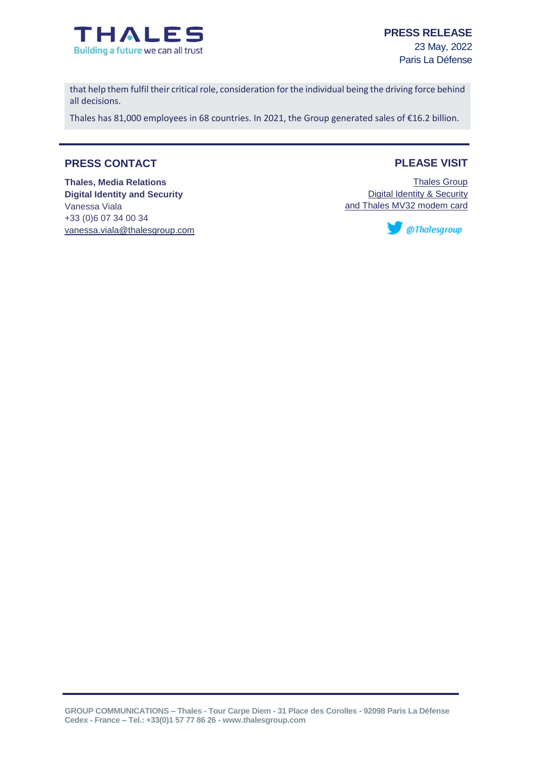that help them fulfil their critical role, consideration for the individual being the driving force behind all decisions.

Thales has 81,000 employees in 68 countries. In 2021, the Group generated sales of €16.2 billion.

## PRESS CONTACT

**Thales, Media Relations**
**Digital Identity and Security**
Vanessa Viala
+33 (0)6 07 34 00 34
vanessa.viala@thalesgroup.com

## PLEASE VISIT

Thales Group
Digital Identity & Security
and Thales MV32 modem card

@Thalesgroup

GROUP COMMUNICATIONS – Thales - Tour Carpe Diem - 31 Place des Corolles - 92098 Paris La Défense Cedex - France – Tel.: +33(0)1 57 77 86 26 - www.thalesgroup.com